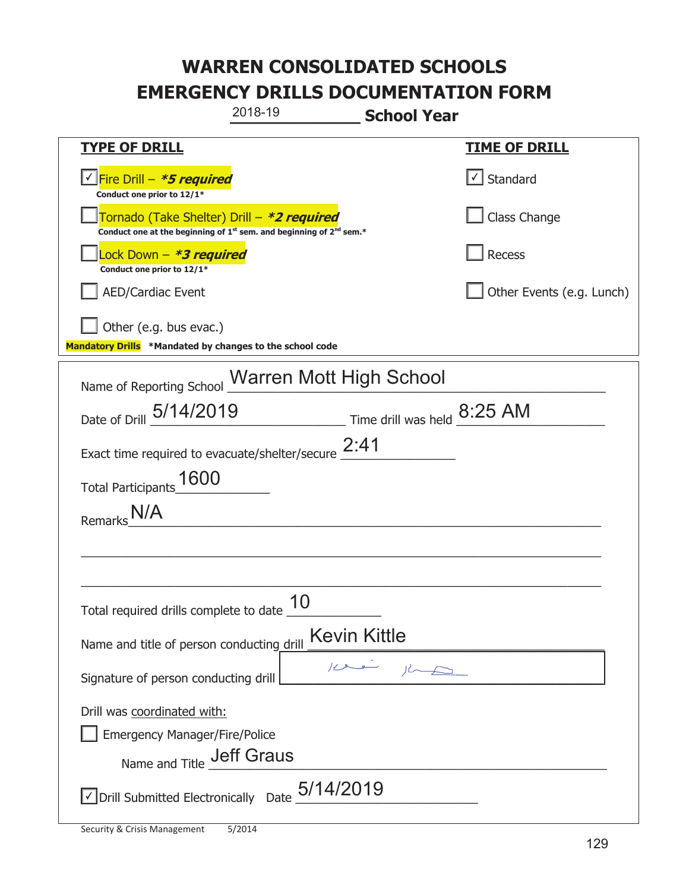# WARREN CONSOLIDATED SCHOOLS
# EMERGENCY DRILLS DOCUMENTATION FORM

2018-19 **School Year**

| TYPE OF DRILL | TIME OF DRILL |
|---|---|
| ☑ Fire Drill – ***5 required*** <br> **Conduct one prior to 12/1*** | ☑ Standard |
| ☐ Tornado (Take Shelter) Drill – ***2 required*** <br> **Conduct one at the beginning of 1st sem. and beginning of 2nd sem.*** | ☐ Class Change |
| ☐ Lock Down – ***3 required*** <br> **Conduct one prior to 12/1*** | ☐ Recess |
| ☐ AED/Cardiac Event | ☐ Other Events (e.g. Lunch) |
| ☐ Other (e.g. bus evac.) | |

**Mandatory Drills** ***Mandated by changes to the school code**

Name of Reporting School: Warren Mott High School

Date of Drill: 5/14/2019 Time drill was held: 8:25 AM

Exact time required to evacuate/shelter/secure: 2:41

Total Participants: 1600

Remarks: N/A

Total required drills complete to date: 10

Name and title of person conducting drill: Kevin Kittle

Signature of person conducting drill: [signature]

Drill was coordinated with:

☐ Emergency Manager/Fire/Police

Name and Title: Jeff Graus

☑ Drill Submitted Electronically Date: 5/14/2019

Security & Crisis Management 5/2014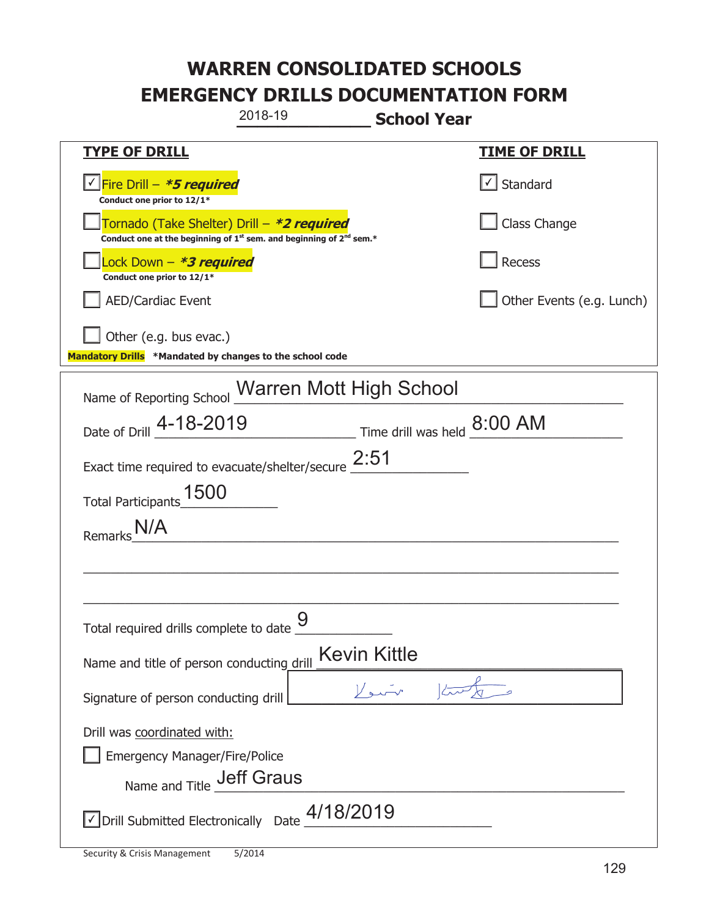# WARREN CONSOLIDATED SCHOOLS
# EMERGENCY DRILLS DOCUMENTATION FORM

2018-19 **School Year**

| **TYPE OF DRILL** | **TIME OF DRILL** |
|---|---|
| ☑ Fire Drill – ***5 required** <br> **Conduct one prior to 12/1*** | ☑ Standard |
| ☐ Tornado (Take Shelter) Drill – ***2 required** <br> **Conduct one at the beginning of 1st sem. and beginning of 2nd sem.*** | ☐ Class Change |
| ☐ Lock Down – ***3 required** <br> **Conduct one prior to 12/1*** | ☐ Recess |
| ☐ AED/Cardiac Event | ☐ Other Events (e.g. Lunch) |
| ☐ Other (e.g. bus evac.) | |

**Mandatory Drills** ***Mandated by changes to the school code**

Name of Reporting School: Warren Mott High School

Date of Drill: 4-18-2019  Time drill was held: 8:00 AM

Exact time required to evacuate/shelter/secure: 2:51

Total Participants: 1500

Remarks: N/A

Total required drills complete to date: 9

Name and title of person conducting drill: Kevin Kittle

Signature of person conducting drill: [signature]

Drill was coordinated with:

☐ Emergency Manager/Fire/Police

Name and Title: Jeff Graus

☑ Drill Submitted Electronically  Date: 4/18/2019

Security & Crisis Management 5/2014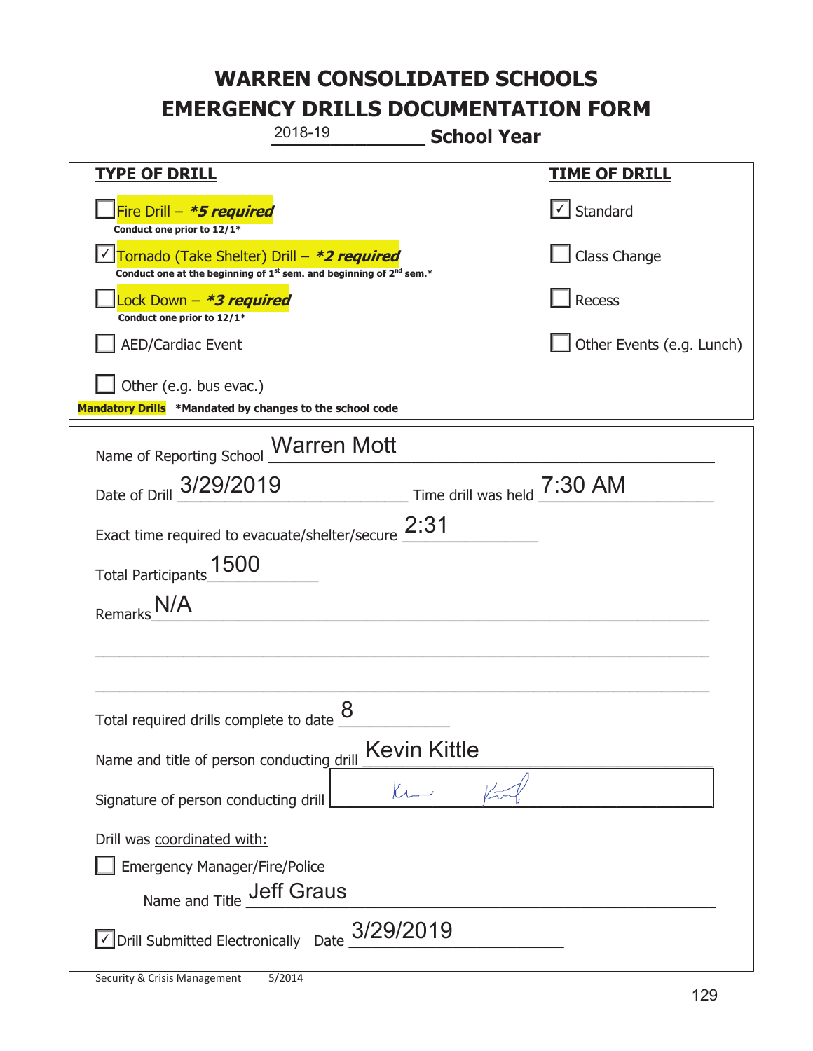# WARREN CONSOLIDATED SCHOOLS
# EMERGENCY DRILLS DOCUMENTATION FORM

2018-19 **School Year**

| **TYPE OF DRILL** | **TIME OF DRILL** |
|---|---|
| ☐ Fire Drill – ***5 required*** <br> **Conduct one prior to 12/1*** | ☑ Standard |
| ☑ Tornado (Take Shelter) Drill – ***2 required*** <br> **Conduct one at the beginning of 1st sem. and beginning of 2nd sem.*** | ☐ Class Change |
| ☐ Lock Down – ***3 required*** <br> **Conduct one prior to 12/1*** | ☐ Recess |
| ☐ AED/Cardiac Event | ☐ Other Events (e.g. Lunch) |
| ☐ Other (e.g. bus evac.) | |

**Mandatory Drills** **\*Mandated by changes to the school code**

Name of Reporting School: Warren Mott

Date of Drill: 3/29/2019 Time drill was held: 7:30 AM

Exact time required to evacuate/shelter/secure: 2:31

Total Participants: 1500

Remarks: N/A

Total required drills complete to date: 8

Name and title of person conducting drill: Kevin Kittle

Signature of person conducting drill: [signature]

Drill was coordinated with:

☐ Emergency Manager/Fire/Police

Name and Title: Jeff Graus

☑ Drill Submitted Electronically Date: 3/29/2019

Security & Crisis Management 5/2014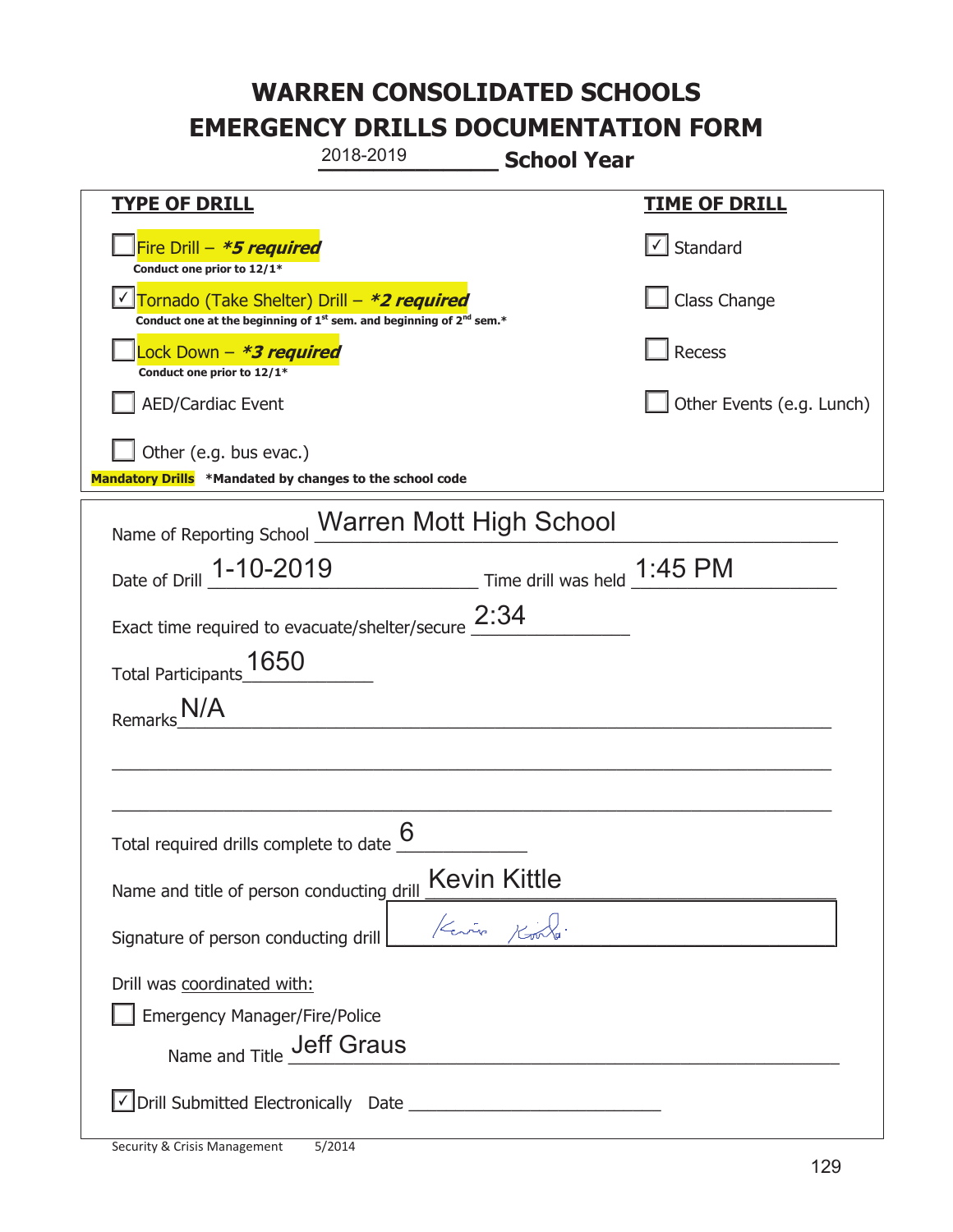# WARREN CONSOLIDATED SCHOOLS
# EMERGENCY DRILLS DOCUMENTATION FORM

2018-2019 **School Year**

| **TYPE OF DRILL** | **TIME OF DRILL** |
|---|---|
| ☐ Fire Drill – ***5 required*** <br> **Conduct one prior to 12/1*** | ☑ Standard |
| ☑ Tornado (Take Shelter) Drill – ***2 required*** <br> **Conduct one at the beginning of 1st sem. and beginning of 2nd sem.*** | ☐ Class Change |
| ☐ Lock Down – ***3 required*** <br> **Conduct one prior to 12/1*** | ☐ Recess |
| ☐ AED/Cardiac Event | ☐ Other Events (e.g. Lunch) |
| ☐ Other (e.g. bus evac.) | |

**Mandatory Drills** **\*Mandated by changes to the school code**

Name of Reporting School: Warren Mott High School

Date of Drill: 1-10-2019 Time drill was held: 1:45 PM

Exact time required to evacuate/shelter/secure: 2:34

Total Participants: 1650

Remarks: N/A

Total required drills complete to date: 6

Name and title of person conducting drill: Kevin Kittle

Signature of person conducting drill: Kevin Kittle

Drill was coordinated with:

☐ Emergency Manager/Fire/Police

Name and Title: Jeff Graus

☑ Drill Submitted Electronically Date ____________

Security & Crisis Management 5/2014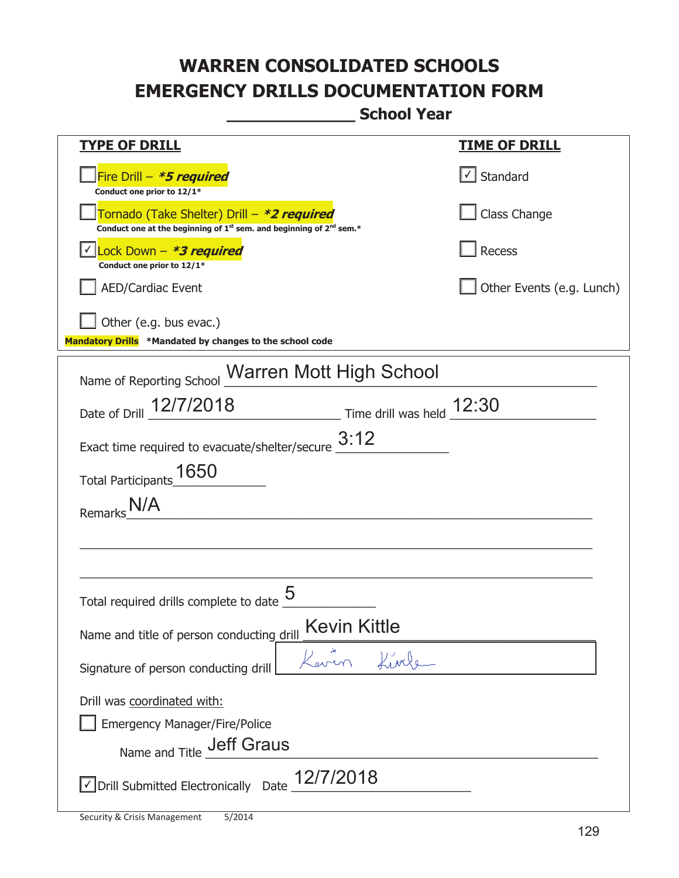# WARREN CONSOLIDATED SCHOOLS
# EMERGENCY DRILLS DOCUMENTATION FORM
## ______________ School Year

| **TYPE OF DRILL** | **TIME OF DRILL** |
|---|---|
| ☐ Fire Drill – ***5 required*** <br> **Conduct one prior to 12/1*** | ☑ Standard |
| ☐ Tornado (Take Shelter) Drill – ***2 required*** <br> **Conduct one at the beginning of 1st sem. and beginning of 2nd sem.*** | ☐ Class Change |
| ☑ Lock Down – ***3 required*** <br> **Conduct one prior to 12/1*** | ☐ Recess |
| ☐ AED/Cardiac Event | ☐ Other Events (e.g. Lunch) |
| ☐ Other (e.g. bus evac.) | |

**Mandatory Drills** **\*Mandated by changes to the school code**

Name of Reporting School: Warren Mott High School

Date of Drill: 12/7/2018  Time drill was held: 12:30

Exact time required to evacuate/shelter/secure: 3:12

Total Participants: 1650

Remarks: N/A

Total required drills complete to date: 5

Name and title of person conducting drill: Kevin Kittle

Signature of person conducting drill: Kevin Kittle

Drill was coordinated with:

☐ Emergency Manager/Fire/Police

Name and Title: Jeff Graus

☑ Drill Submitted Electronically  Date: 12/7/2018

Security & Crisis Management  5/2014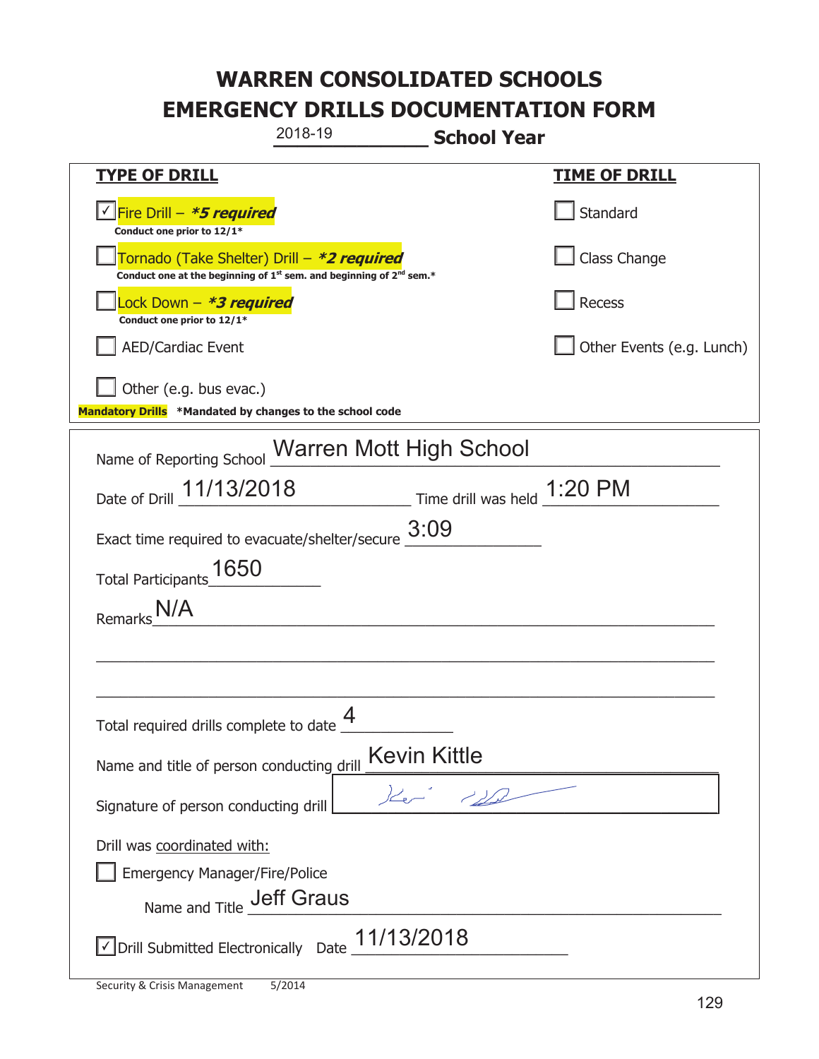# WARREN CONSOLIDATED SCHOOLS
# EMERGENCY DRILLS DOCUMENTATION FORM

2018-19 **School Year**

| **TYPE OF DRILL** | **TIME OF DRILL** |
|---|---|
| ☑ Fire Drill – ***5 required*** <br> **Conduct one prior to 12/1*** | ☐ Standard |
| ☐ Tornado (Take Shelter) Drill – ***2 required*** <br> **Conduct one at the beginning of 1st sem. and beginning of 2nd sem.*** | ☐ Class Change |
| ☐ Lock Down – ***3 required*** <br> **Conduct one prior to 12/1*** | ☐ Recess |
| ☐ AED/Cardiac Event | ☐ Other Events (e.g. Lunch) |
| ☐ Other (e.g. bus evac.) | |

**Mandatory Drills** **\*Mandated by changes to the school code**

Name of Reporting School: Warren Mott High School

Date of Drill: 11/13/2018 Time drill was held: 1:20 PM

Exact time required to evacuate/shelter/secure: 3:09

Total Participants: 1650

Remarks: N/A

Total required drills complete to date: 4

Name and title of person conducting drill: Kevin Kittle

Signature of person conducting drill: [signature]

Drill was coordinated with:

☐ Emergency Manager/Fire/Police

Name and Title: Jeff Graus

☑ Drill Submitted Electronically Date: 11/13/2018

Security & Crisis Management 5/2014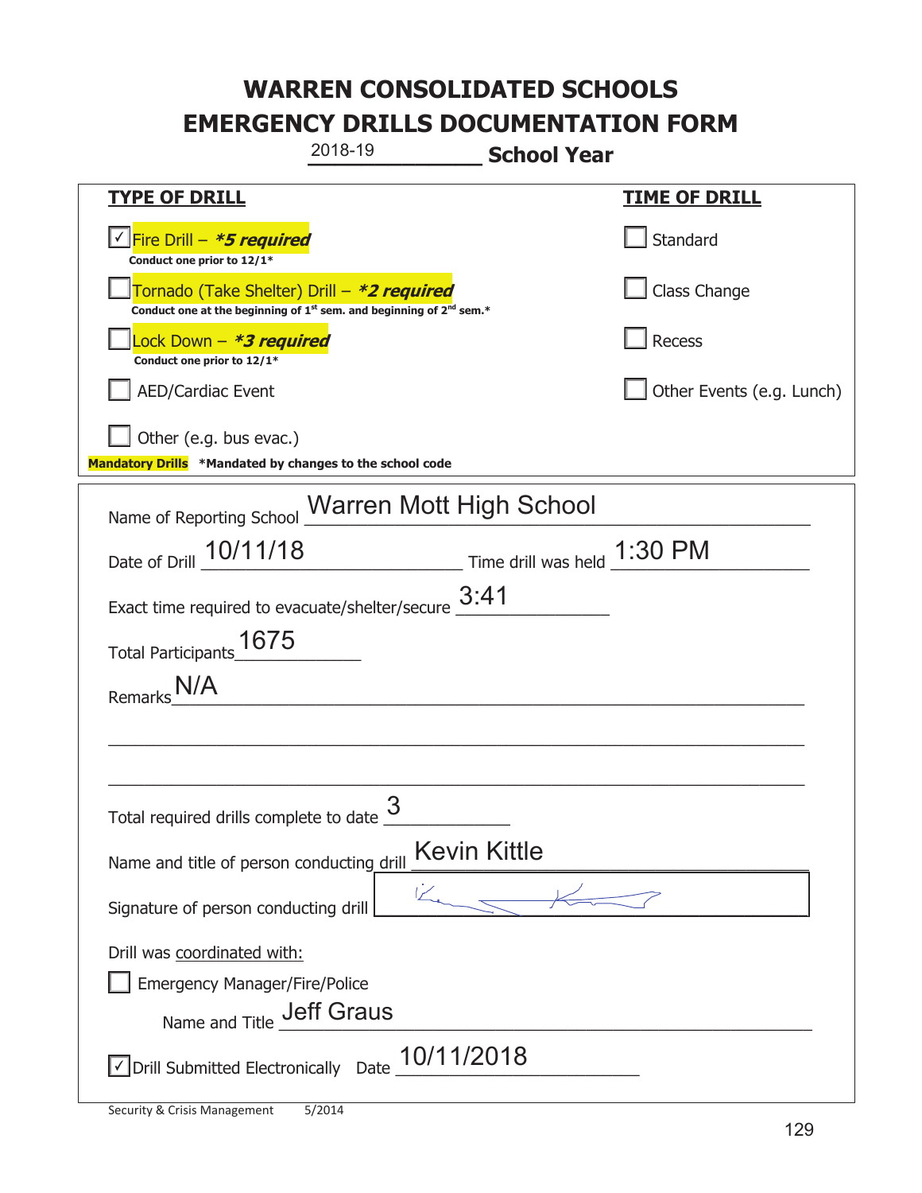# WARREN CONSOLIDATED SCHOOLS
# EMERGENCY DRILLS DOCUMENTATION FORM

2018-19 **School Year**

| **TYPE OF DRILL** | **TIME OF DRILL** |
|---|---|
| ☑ Fire Drill – ***5 required*** <br> **Conduct one prior to 12/1*** | ☐ Standard |
| ☐ Tornado (Take Shelter) Drill – ***2 required*** <br> **Conduct one at the beginning of 1st sem. and beginning of 2nd sem.*** | ☐ Class Change |
| ☐ Lock Down – ***3 required*** <br> **Conduct one prior to 12/1*** | ☐ Recess |
| ☐ AED/Cardiac Event | ☐ Other Events (e.g. Lunch) |
| ☐ Other (e.g. bus evac.) | |

**Mandatory Drills** **\*Mandated by changes to the school code**

Name of Reporting School: Warren Mott High School

Date of Drill: 10/11/18 Time drill was held: 1:30 PM

Exact time required to evacuate/shelter/secure: 3:41

Total Participants: 1675

Remarks: N/A

Total required drills complete to date: 3

Name and title of person conducting drill: Kevin Kittle

Signature of person conducting drill: [signature]

Drill was coordinated with:

☐ Emergency Manager/Fire/Police

Name and Title: Jeff Graus

☑ Drill Submitted Electronically Date: 10/11/2018

Security & Crisis Management 5/2014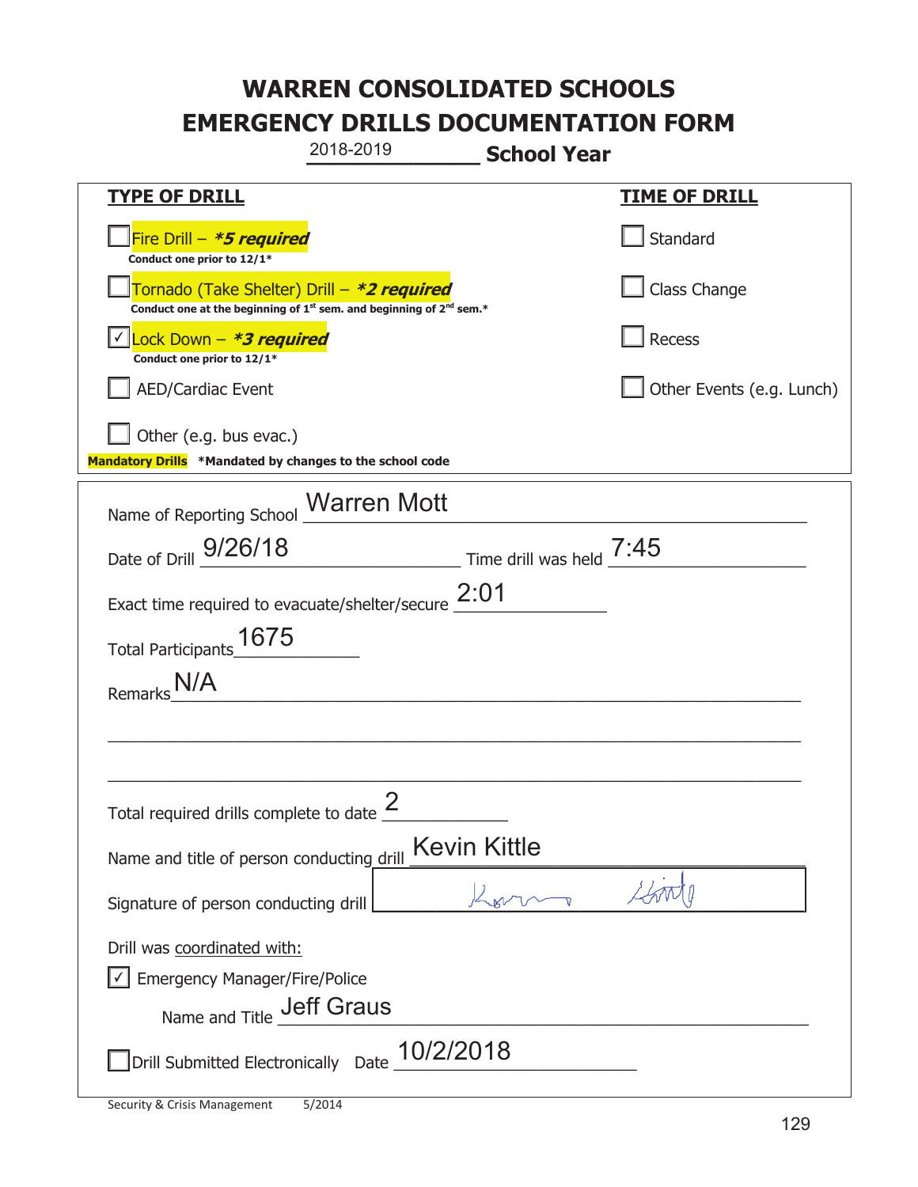# WARREN CONSOLIDATED SCHOOLS
# EMERGENCY DRILLS DOCUMENTATION FORM

2018-2019 **School Year**

| TYPE OF DRILL | TIME OF DRILL |
|---|---|
| ☐ Fire Drill – ***5 required*** <br> **Conduct one prior to 12/1*** | ☐ Standard |
| ☐ Tornado (Take Shelter) Drill – ***2 required*** <br> **Conduct one at the beginning of 1st sem. and beginning of 2nd sem.*** | ☐ Class Change |
| ☑ Lock Down – ***3 required*** <br> **Conduct one prior to 12/1*** | ☐ Recess |
| ☐ AED/Cardiac Event | ☐ Other Events (e.g. Lunch) |
| ☐ Other (e.g. bus evac.) | |

**Mandatory Drills** **\*Mandated by changes to the school code**

Name of Reporting School: Warren Mott

Date of Drill: 9/26/18 Time drill was held: 7:45

Exact time required to evacuate/shelter/secure: 2:01

Total Participants: 1675

Remarks: N/A

Total required drills complete to date: 2

Name and title of person conducting drill: Kevin Kittle

Signature of person conducting drill: [signature]

Drill was coordinated with:

☑ Emergency Manager/Fire/Police

Name and Title: Jeff Graus

☐ Drill Submitted Electronically Date: 10/2/2018

Security & Crisis Management 5/2014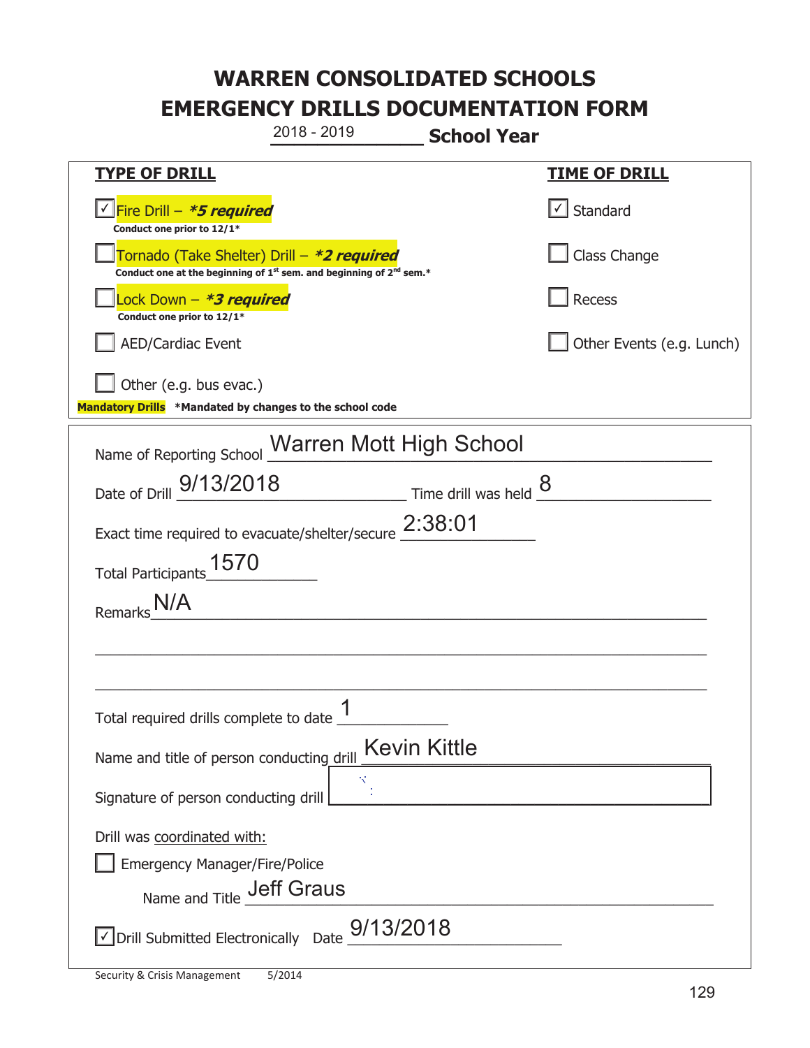# WARREN CONSOLIDATED SCHOOLS
# EMERGENCY DRILLS DOCUMENTATION FORM

2018 - 2019 **School Year**

| **TYPE OF DRILL** | **TIME OF DRILL** |
|---|---|
| ☑ Fire Drill – ***5 required*** <br> **Conduct one prior to 12/1*** | ☑ Standard |
| ☐ Tornado (Take Shelter) Drill – ***2 required*** <br> **Conduct one at the beginning of 1st sem. and beginning of 2nd sem.*** | ☐ Class Change |
| ☐ Lock Down – ***3 required*** <br> **Conduct one prior to 12/1*** | ☐ Recess |
| ☐ AED/Cardiac Event | ☐ Other Events (e.g. Lunch) |
| ☐ Other (e.g. bus evac.) | |

**Mandatory Drills** ***Mandated by changes to the school code**

Name of Reporting School: Warren Mott High School

Date of Drill: 9/13/2018 Time drill was held: 8

Exact time required to evacuate/shelter/secure: 2:38:01

Total Participants: 1570

Remarks: N/A

Total required drills complete to date: 1

Name and title of person conducting drill: Kevin Kittle

Signature of person conducting drill:

Drill was coordinated with:

☐ Emergency Manager/Fire/Police

Name and Title: Jeff Graus

☑ Drill Submitted Electronically Date: 9/13/2018

Security & Crisis Management 5/2014